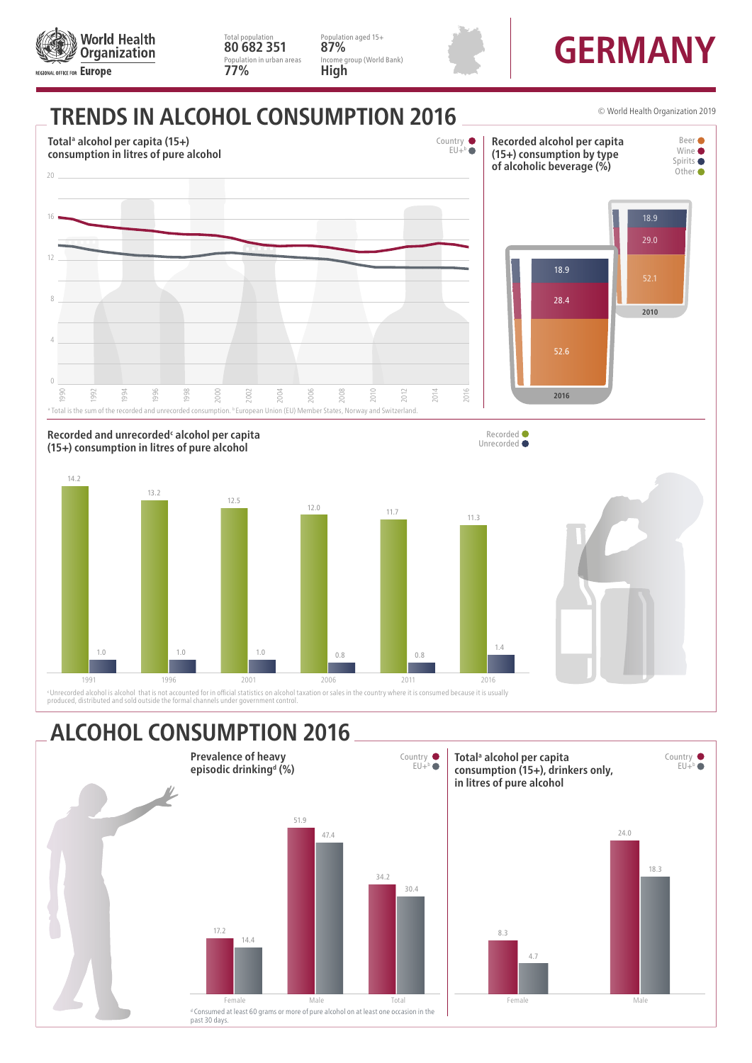World Health Organization
REGIONAL OFFICE FOR Europe

Total population
**80 682 351**
Population in urban areas
**77%**

Population aged 15+
**87%**
Income group (World Bank)
**High**

# GERMANY

## TRENDS IN ALCOHOL CONSUMPTION 2016

© World Health Organization 2019

### Total[a] alcohol per capita (15+) consumption in litres of pure alcohol

Country ● EU+[b] ●

[a] Total is the sum of the recorded and unrecorded consumption. [b] European Union (EU) Member States, Norway and Switzerland.

### Recorded alcohol per capita (15+) consumption by type of alcoholic beverage (%)

Beer ● Wine ● Spirits ● Other ●

| | 2016 | 2010 |
|---|---|---|
| Spirits | 18.9 | 18.9 |
| Wine | 28.4 | 29.0 |
| Beer | 52.6 | 52.1 |

### Recorded and unrecorded[c] alcohol per capita (15+) consumption in litres of pure alcohol

Recorded ● Unrecorded ●

| | 1991 | 1996 | 2001 | 2006 | 2011 | 2016 |
|---|---|---|---|---|---|---|
| Recorded | 14.2 | 13.2 | 12.5 | 12.0 | 11.7 | 11.3 |
| Unrecorded | 1.0 | 1.0 | 1.0 | 0.8 | 0.8 | 1.4 |

[c] Unrecorded alcohol is alcohol that is not accounted for in official statistics on alcohol taxation or sales in the country where it is consumed because it is usually produced, distributed and sold outside the formal channels under government control.

## ALCOHOL CONSUMPTION 2016

### Prevalence of heavy episodic drinking[d] (%)

Country ● EU+[b] ●

| | Female | Male | Total |
|---|---|---|---|
| Country | 17.2 | 51.9 | 34.2 |
| EU+ | 14.4 | 47.4 | 30.4 |

[d] Consumed at least 60 grams or more of pure alcohol on at least one occasion in the past 30 days.

### Total[a] alcohol per capita consumption (15+), drinkers only, in litres of pure alcohol

Country ● EU+[b] ●

| | Female | Male |
|---|---|---|
| Country | 8.3 | 24.0 |
| EU+ | 4.7 | 18.3 |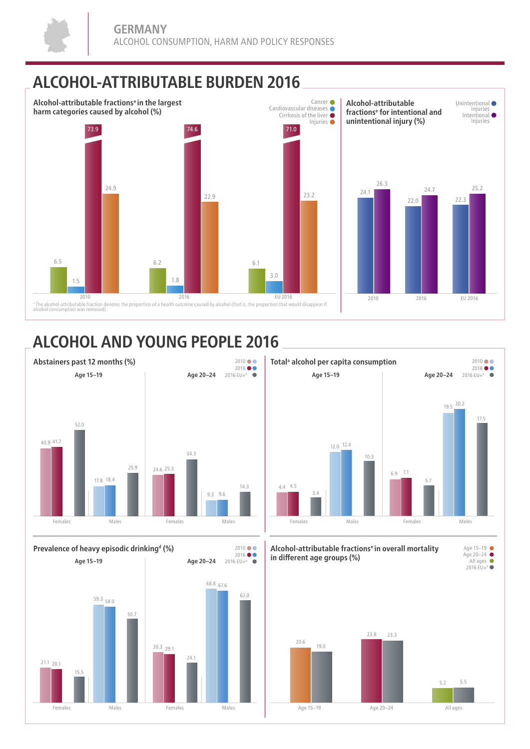# GERMANY

ALCOHOL CONSUMPTION, HARM AND POLICY RESPONSES

## ALCOHOL-ATTRIBUTABLE BURDEN 2016

### Alcohol-attributable fractions[e] in the largest harm categories caused by alcohol (%)

| | Cancer | Cardiovascular diseases | Cirrhosis of the liver | Injuries |
|---|---|---|---|---|
| 2010 | 6.5 | 1.5 | 73.9 | 24.9 |
| 2016 | 6.2 | 1.8 | 74.6 | 22.9 |
| EU 2016 | 6.1 | 3.0 | 71.0 | 23.2 |

[e] The alcohol-attributable fraction denotes the proportion of a health outcome caused by alcohol (that is, the proportion that would disappear if alcohol consumption was removed).

### Alcohol-attributable fractions[e] for intentional and unintentional injury (%)

| | Unintentional injuries | Intentional injuries |
|---|---|---|
| 2010 | 24.1 | 26.3 |
| 2016 | 22.0 | 24.7 |
| EU 2016 | 22.3 | 25.2 |

## ALCOHOL AND YOUNG PEOPLE 2016

### Abstainers past 12 months (%)

| | 2010 | 2016 | 2016 EU+[b] |
|---|---|---|---|
| Age 15–19 Females | 40.9 | 41.7 | 52.0 |
| Age 15–19 Males | 17.8 | 18.4 | 25.9 |
| Age 20–24 Females | 24.6 | 25.3 | 34.3 |
| Age 20–24 Males | 9.3 | 9.6 | 14.3 |

### Total[a] alcohol per capita consumption

| | 2010 | 2016 | 2016 EU+[b] |
|---|---|---|---|
| Age 15–19 Females | 4.4 | 4.5 | 3.4 |
| Age 15–19 Males | 12.0 | 12.4 | 10.3 |
| Age 20–24 Females | 6.9 | 7.1 | 5.7 |
| Age 20–24 Males | 19.5 | 20.2 | 17.5 |

### Prevalence of heavy episodic drinking[d] (%)

| | 2010 | 2016 | 2016 EU+[b] |
|---|---|---|---|
| Age 15–19 Females | 21.1 | 20.1 | 15.5 |
| Age 15–19 Males | 59.3 | 58.0 | 50.7 |
| Age 20–24 Females | 30.3 | 29.1 | 24.1 |
| Age 20–24 Males | 68.8 | 67.6 | 62.0 |

### Alcohol-attributable fractions[e] in overall mortality in different age groups (%)

| | Germany | 2016 EU+[b] |
|---|---|---|
| Age 15–19 | 20.6 | 19.0 |
| Age 20–24 | 23.8 | 23.3 |
| All ages | 5.2 | 5.5 |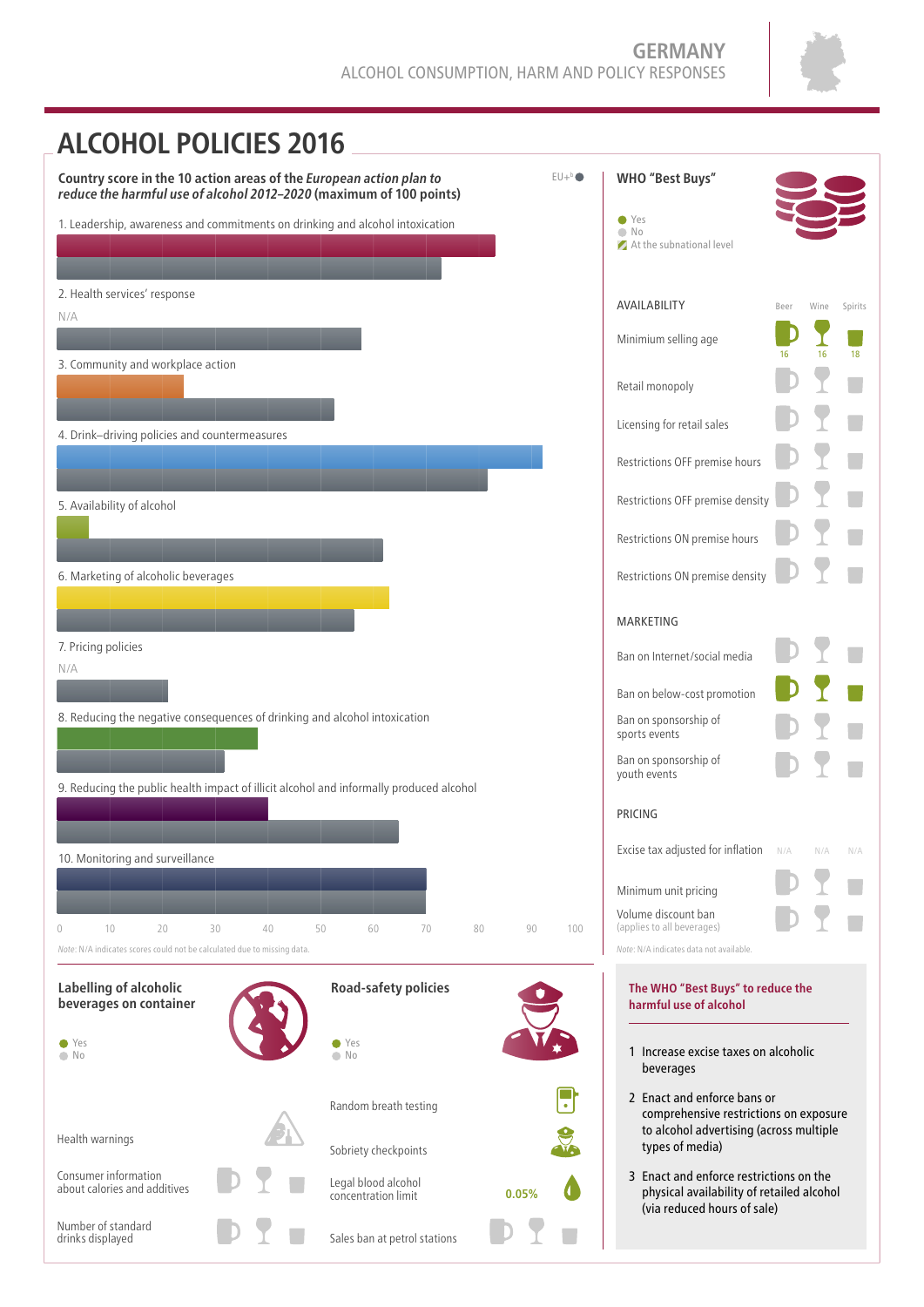# ALCOHOL POLICIES 2016

**Country score in the 10 action areas of the *European action plan to reduce the harmful use of alcohol 2012–2020* (maximum of 100 points)**

EU+

1. Leadership, awareness and commitments on drinking and alcohol intoxication
2. Health services' response
N/A
3. Community and workplace action
4. Drink–driving policies and countermeasures
5. Availability of alcohol
6. Marketing of alcoholic beverages
7. Pricing policies
N/A
8. Reducing the negative consequences of drinking and alcohol intoxication
9. Reducing the public health impact of illicit alcohol and informally produced alcohol
10. Monitoring and surveillance

0 10 20 30 40 50 60 70 80 90 100

*Note:* N/A indicates scores could not be calculated due to missing data.

## WHO "Best Buys"

Yes
No
At the subnational level

**AVAILABILITY** — Beer, Wine, Spirits

Minimum selling age — 16, 16, 18

Retail monopoly

Licensing for retail sales

Restrictions OFF premise hours

Restrictions OFF premise density

Restrictions ON premise hours

Restrictions ON premise density

**MARKETING**

Ban on Internet/social media

Ban on below-cost promotion

Ban on sponsorship of sports events

Ban on sponsorship of youth events

**PRICING**

Excise tax adjusted for inflation — N/A, N/A, N/A

Minimum unit pricing

Volume discount ban (applies to all beverages)

*Note:* N/A indicates data not available.

## Labelling of alcoholic beverages on container

Yes
No

Health warnings

Consumer information about calories and additives

Number of standard drinks displayed

## Road-safety policies

Yes
No

Random breath testing

Sobriety checkpoints

Legal blood alcohol concentration limit — 0.05%

Sales ban at petrol stations

## The WHO "Best Buys" to reduce the harmful use of alcohol

1. Increase excise taxes on alcoholic beverages
2. Enact and enforce bans or comprehensive restrictions on exposure to alcohol advertising (across multiple types of media)
3. Enact and enforce restrictions on the physical availability of retailed alcohol (via reduced hours of sale)